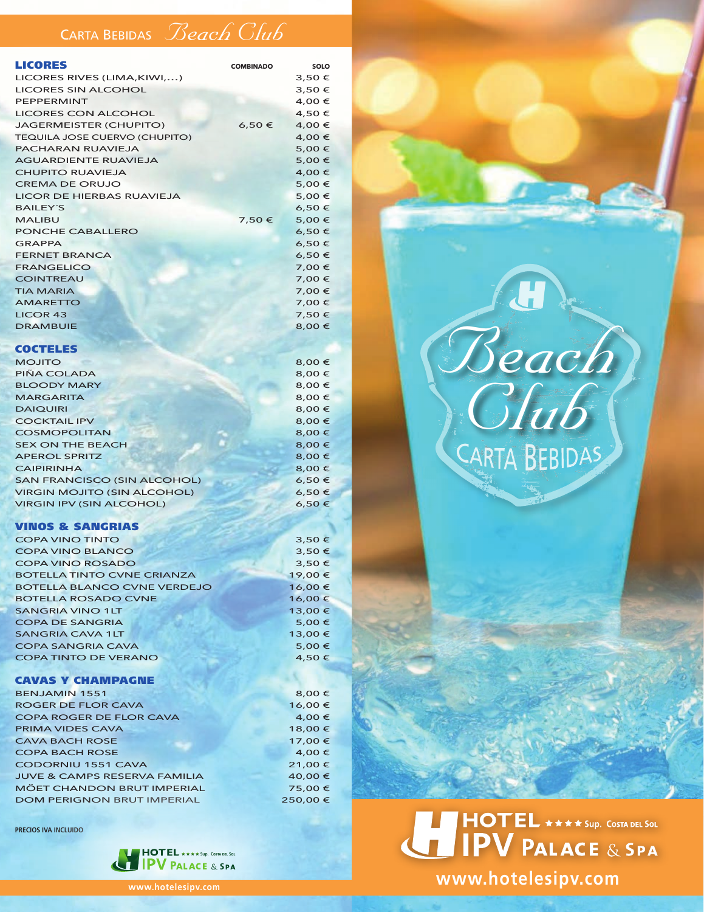# CARTA BEBIDAS *Beach Club*

## LICORES

| LICORES | COMBINADO | SOLO |
|---|---|---|
| LICORES RIVES (LIMA,KIWI,...) | | 3,50 € |
| LICORES SIN ALCOHOL | | 3,50 € |
| PEPPERMINT | | 4,00 € |
| LICORES CON ALCOHOL | | 4,50 € |
| JAGERMEISTER (CHUPITO) | 6,50 € | 4,00 € |
| TEQUILA JOSE CUERVO (CHUPITO) | | 4,00 € |
| PACHARAN RUAVIEJA | | 5,00 € |
| AGUARDIENTE RUAVIEJA | | 5,00 € |
| CHUPITO RUAVIEJA | | 4,00 € |
| CREMA DE ORUJO | | 5,00 € |
| LICOR DE HIERBAS RUAVIEJA | | 5,00 € |
| BAILEY´S | | 6,50 € |
| MALIBU | 7,50 € | 5,00 € |
| PONCHE CABALLERO | | 6,50 € |
| GRAPPA | | 6,50 € |
| FERNET BRANCA | | 6,50 € |
| FRANGELICO | | 7,00 € |
| COINTREAU | | 7,00 € |
| TIA MARIA | | 7,00 € |
| AMARETTO | | 7,00 € |
| LICOR 43 | | 7,50 € |
| DRAMBUIE | | 8,00 € |

## COCTELES

| COCTELES | |
|---|---|
| MOJITO | 8,00 € |
| PIÑA COLADA | 8,00 € |
| BLOODY MARY | 8,00 € |
| MARGARITA | 8,00 € |
| DAIQUIRI | 8,00 € |
| COCKTAIL IPV | 8,00 € |
| COSMOPOLITAN | 8,00 € |
| SEX ON THE BEACH | 8,00 € |
| APEROL SPRITZ | 8,00 € |
| CAIPIRINHA | 8,00 € |
| SAN FRANCISCO (SIN ALCOHOL) | 6,50 € |
| VIRGIN MOJITO (SIN ALCOHOL) | 6,50 € |
| VIRGIN IPV (SIN ALCOHOL) | 6,50 € |

## VINOS & SANGRIAS

| VINOS & SANGRIAS | |
|---|---|
| COPA VINO TINTO | 3,50 € |
| COPA VINO BLANCO | 3,50 € |
| COPA VINO ROSADO | 3,50 € |
| BOTELLA TINTO CVNE CRIANZA | 19,00 € |
| BOTELLA BLANCO CVNE VERDEJO | 16,00 € |
| BOTELLA ROSADO CVNE | 16,00 € |
| SANGRIA VINO 1LT | 13,00 € |
| COPA DE SANGRIA | 5,00 € |
| SANGRIA CAVA 1LT | 13,00 € |
| COPA SANGRIA CAVA | 5,00 € |
| COPA TINTO DE VERANO | 4,50 € |

## CAVAS Y CHAMPAGNE

| CAVAS Y CHAMPAGNE | |
|---|---|
| BENJAMIN 1551 | 8,00 € |
| ROGER DE FLOR CAVA | 16,00 € |
| COPA ROGER DE FLOR CAVA | 4,00 € |
| PRIMA VIDES CAVA | 18,00 € |
| CAVA BACH ROSE | 17,00 € |
| COPA BACH ROSE | 4,00 € |
| CODORNIU 1551 CAVA | 21,00 € |
| JUVE & CAMPS RESERVA FAMILIA | 40,00 € |
| MÖET CHANDON BRUT IMPERIAL | 75,00 € |
| DOM PERIGNON BRUT IMPERIAL | 250,00 € |

PRECIOS IVA INCLUIDO

HOTEL ★★★★ Sup. COSTA DEL SOL IPV PALACE & SPA

www.hotelesipv.com

*Beach Club* CARTA BEBIDAS

HOTEL ★★★★ Sup. COSTA DEL SOL IPV PALACE & SPA

www.hotelesipv.com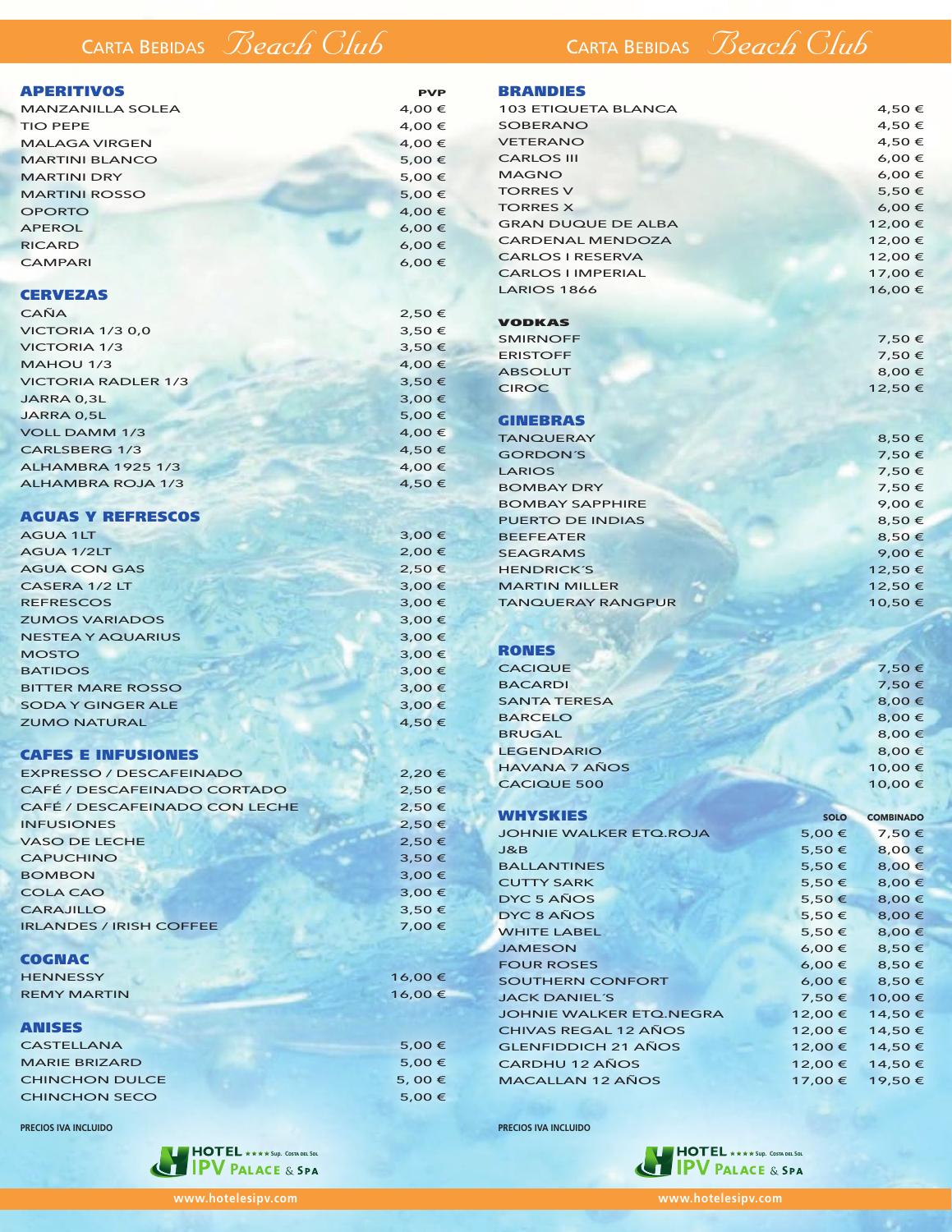# CARTA BEBIDAS *Beach Club*

## APERITIVOS

| | PVP |
|---|---|
| MANZANILLA SOLEA | 4,00 € |
| TIO PEPE | 4,00 € |
| MALAGA VIRGEN | 4,00 € |
| MARTINI BLANCO | 5,00 € |
| MARTINI DRY | 5,00 € |
| MARTINI ROSSO | 5,00 € |
| OPORTO | 4,00 € |
| APEROL | 6,00 € |
| RICARD | 6,00 € |
| CAMPARI | 6,00 € |

## CERVEZAS

| | |
|---|---|
| CAÑA | 2,50 € |
| VICTORIA 1/3 0,0 | 3,50 € |
| VICTORIA 1/3 | 3,50 € |
| MAHOU 1/3 | 4,00 € |
| VICTORIA RADLER 1/3 | 3,50 € |
| JARRA 0,3L | 3,00 € |
| JARRA 0,5L | 5,00 € |
| VOLL DAMM 1/3 | 4,00 € |
| CARLSBERG 1/3 | 4,50 € |
| ALHAMBRA 1925 1/3 | 4,00 € |
| ALHAMBRA ROJA 1/3 | 4,50 € |

## AGUAS Y REFRESCOS

| | |
|---|---|
| AGUA 1LT | 3,00 € |
| AGUA 1/2LT | 2,00 € |
| AGUA CON GAS | 2,50 € |
| CASERA 1/2 LT | 3,00 € |
| REFRESCOS | 3,00 € |
| ZUMOS VARIADOS | 3,00 € |
| NESTEA Y AQUARIUS | 3,00 € |
| MOSTO | 3,00 € |
| BATIDOS | 3,00 € |
| BITTER MARE ROSSO | 3,00 € |
| SODA Y GINGER ALE | 3,00 € |
| ZUMO NATURAL | 4,50 € |

## CAFES E INFUSIONES

| | |
|---|---|
| EXPRESSO / DESCAFEINADO | 2,20 € |
| CAFÉ / DESCAFEINADO CORTADO | 2,50 € |
| CAFÉ / DESCAFEINADO CON LECHE | 2,50 € |
| INFUSIONES | 2,50 € |
| VASO DE LECHE | 2,50 € |
| CAPUCHINO | 3,50 € |
| BOMBON | 3,00 € |
| COLA CAO | 3,00 € |
| CARAJILLO | 3,50 € |
| IRLANDES / IRISH COFFEE | 7,00 € |

## COGNAC

| | |
|---|---|
| HENNESSY | 16,00 € |
| REMY MARTIN | 16,00 € |

## ANISES

| | |
|---|---|
| CASTELLANA | 5,00 € |
| MARIE BRIZARD | 5,00 € |
| CHINCHON DULCE | 5, 00 € |
| CHINCHON SECO | 5,00 € |

PRECIOS IVA INCLUIDO

HOTEL ★★★★ Sup. Costa del Sol IPV PALACE & SPA

www.hotelesipv.com

# CARTA BEBIDAS *Beach Club*

## BRANDIES

| | |
|---|---|
| 103 ETIQUETA BLANCA | 4,50 € |
| SOBERANO | 4,50 € |
| VETERANO | 4,50 € |
| CARLOS III | 6,00 € |
| MAGNO | 6,00 € |
| TORRES V | 5,50 € |
| TORRES X | 6,00 € |
| GRAN DUQUE DE ALBA | 12,00 € |
| CARDENAL MENDOZA | 12,00 € |
| CARLOS I RESERVA | 12,00 € |
| CARLOS I IMPERIAL | 17,00 € |
| LARIOS 1866 | 16,00 € |

## VODKAS

| | |
|---|---|
| SMIRNOFF | 7,50 € |
| ERISTOFF | 7,50 € |
| ABSOLUT | 8,00 € |
| CIROC | 12,50 € |

## GINEBRAS

| | |
|---|---|
| TANQUERAY | 8,50 € |
| GORDON´S | 7,50 € |
| LARIOS | 7,50 € |
| BOMBAY DRY | 7,50 € |
| BOMBAY SAPPHIRE | 9,00 € |
| PUERTO DE INDIAS | 8,50 € |
| BEEFEATER | 8,50 € |
| SEAGRAMS | 9,00 € |
| HENDRICK´S | 12,50 € |
| MARTIN MILLER | 12,50 € |
| TANQUERAY RANGPUR | 10,50 € |

## RONES

| | |
|---|---|
| CACIQUE | 7,50 € |
| BACARDI | 7,50 € |
| SANTA TERESA | 8,00 € |
| BARCELO | 8,00 € |
| BRUGAL | 8,00 € |
| LEGENDARIO | 8,00 € |
| HAVANA 7 AÑOS | 10,00 € |
| CACIQUE 500 | 10,00 € |

## WHYSKIES

| | SOLO | COMBINADO |
|---|---|---|
| JOHNIE WALKER ETQ.ROJA | 5,00 € | 7,50 € |
| J&B | 5,50 € | 8,00 € |
| BALLANTINES | 5,50 € | 8,00 € |
| CUTTY SARK | 5,50 € | 8,00 € |
| DYC 5 AÑOS | 5,50 € | 8,00 € |
| DYC 8 AÑOS | 5,50 € | 8,00 € |
| WHITE LABEL | 5,50 € | 8,00 € |
| JAMESON | 6,00 € | 8,50 € |
| FOUR ROSES | 6,00 € | 8,50 € |
| SOUTHERN CONFORT | 6,00 € | 8,50 € |
| JACK DANIEL´S | 7,50 € | 10,00 € |
| JOHNIE WALKER ETQ.NEGRA | 12,00 € | 14,50 € |
| CHIVAS REGAL 12 AÑOS | 12,00 € | 14,50 € |
| GLENFIDDICH 21 AÑOS | 12,00 € | 14,50 € |
| CARDHU 12 AÑOS | 12,00 € | 14,50 € |
| MACALLAN 12 AÑOS | 17,00 € | 19,50 € |

PRECIOS IVA INCLUIDO

HOTEL ★★★★ Sup. Costa del Sol IPV PALACE & SPA

www.hotelesipv.com